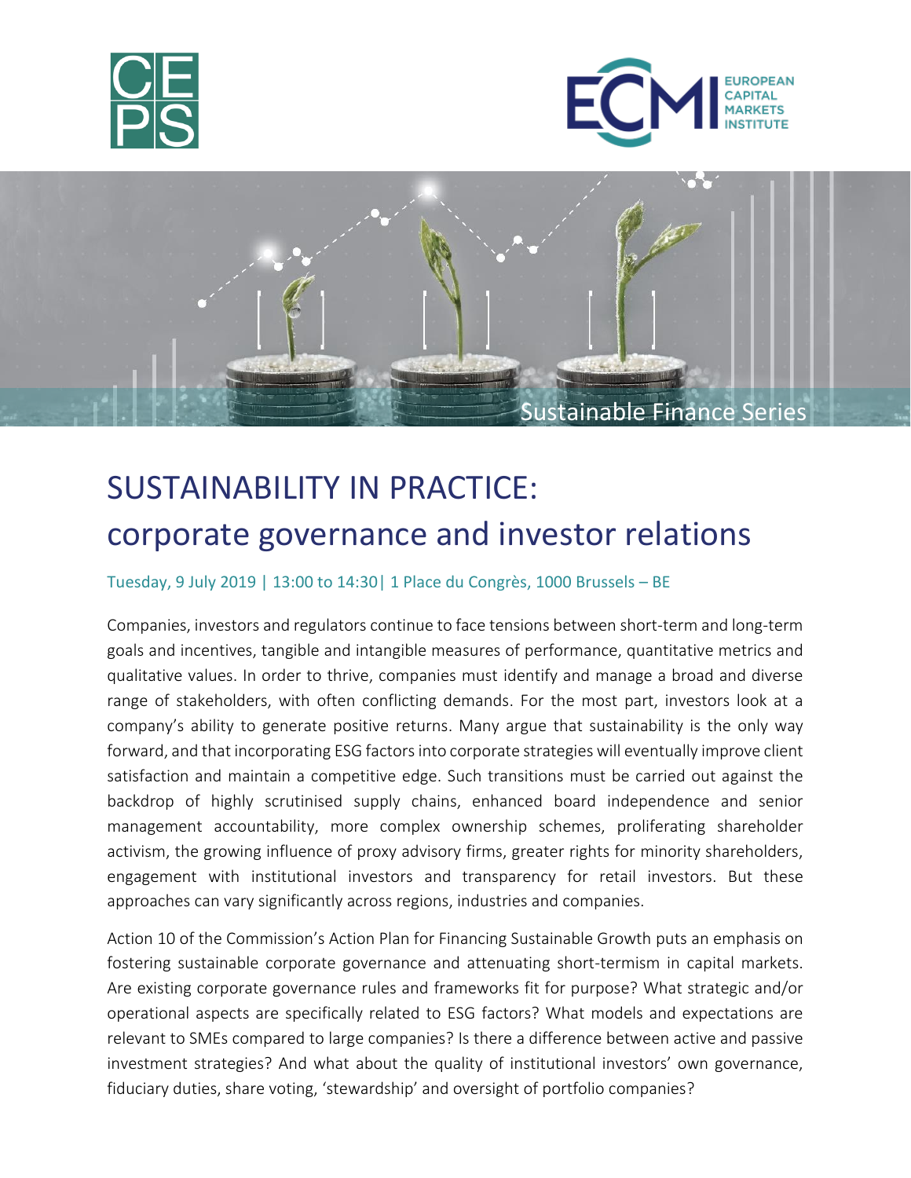Sustainable Finance Series

# SUSTAINABILITY IN PRACTICE: corporate governance and investor relations

Tuesday, 9 July 2019 | 13:00 to 14:30| 1 Place du Congrès, 1000 Brussels – BE

Companies, investors and regulators continue to face tensions between short-term and long-term goals and incentives, tangible and intangible measures of performance, quantitative metrics and qualitative values. In order to thrive, companies must identify and manage a broad and diverse range of stakeholders, with often conflicting demands. For the most part, investors look at a company's ability to generate positive returns. Many argue that sustainability is the only way forward, and that incorporating ESG factors into corporate strategies will eventually improve client satisfaction and maintain a competitive edge. Such transitions must be carried out against the backdrop of highly scrutinised supply chains, enhanced board independence and senior management accountability, more complex ownership schemes, proliferating shareholder activism, the growing influence of proxy advisory firms, greater rights for minority shareholders, engagement with institutional investors and transparency for retail investors. But these approaches can vary significantly across regions, industries and companies.

Action 10 of the Commission's Action Plan for Financing Sustainable Growth puts an emphasis on fostering sustainable corporate governance and attenuating short-termism in capital markets. Are existing corporate governance rules and frameworks fit for purpose? What strategic and/or operational aspects are specifically related to ESG factors? What models and expectations are relevant to SMEs compared to large companies? Is there a difference between active and passive investment strategies? And what about the quality of institutional investors' own governance, fiduciary duties, share voting, 'stewardship' and oversight of portfolio companies?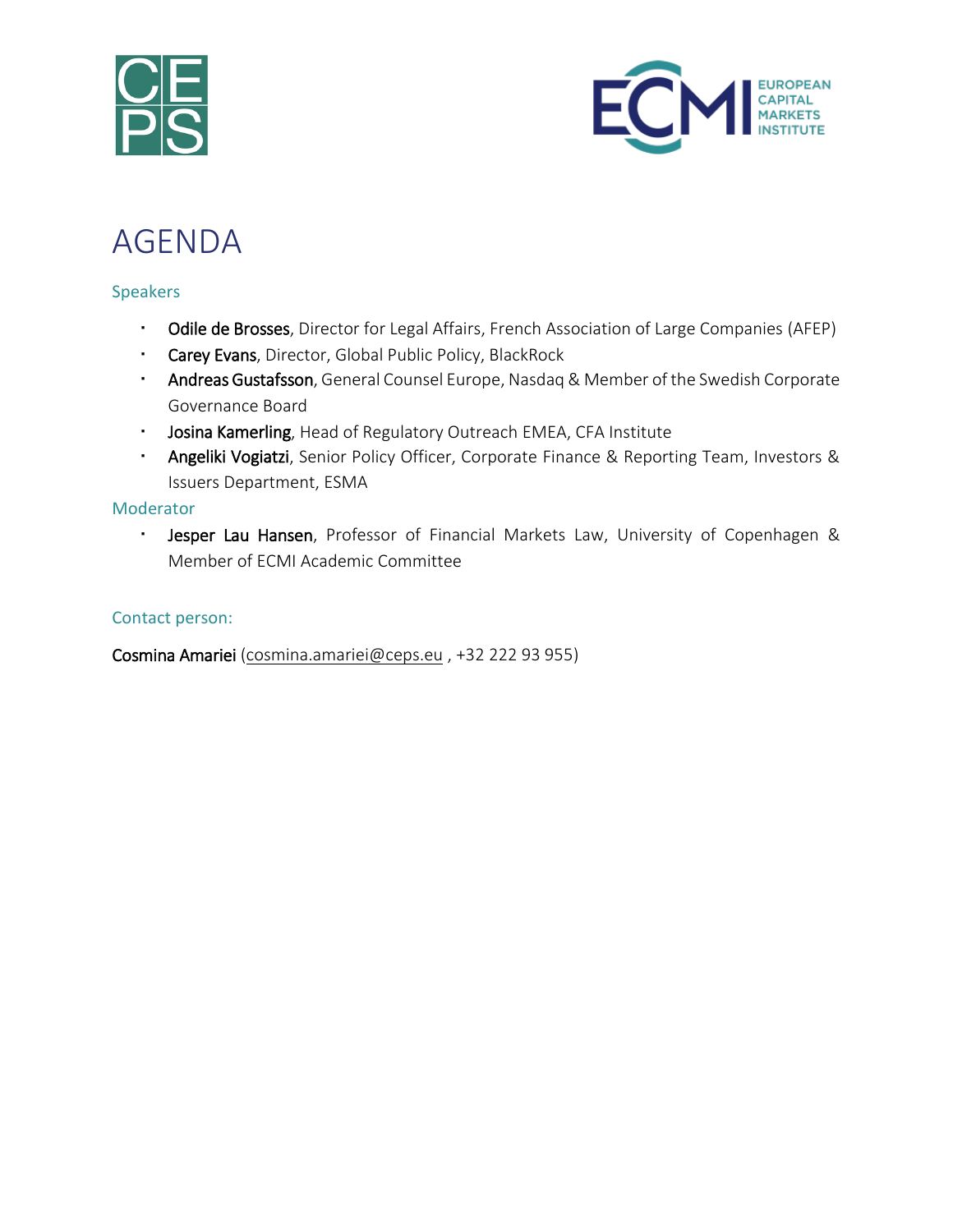# AGENDA

### Speakers

- **Odile de Brosses**, Director for Legal Affairs, French Association of Large Companies (AFEP)
- **Carey Evans**, Director, Global Public Policy, BlackRock
- **Andreas Gustafsson**, General Counsel Europe, Nasdaq & Member of the Swedish Corporate Governance Board
- **Josina Kamerling**, Head of Regulatory Outreach EMEA, CFA Institute
- **Angeliki Vogiatzi**, Senior Policy Officer, Corporate Finance & Reporting Team, Investors & Issuers Department, ESMA

### Moderator

- **Jesper Lau Hansen**, Professor of Financial Markets Law, University of Copenhagen & Member of ECMI Academic Committee

### Contact person:

**Cosmina Amariei** (cosmina.amariei@ceps.eu , +32 222 93 955)